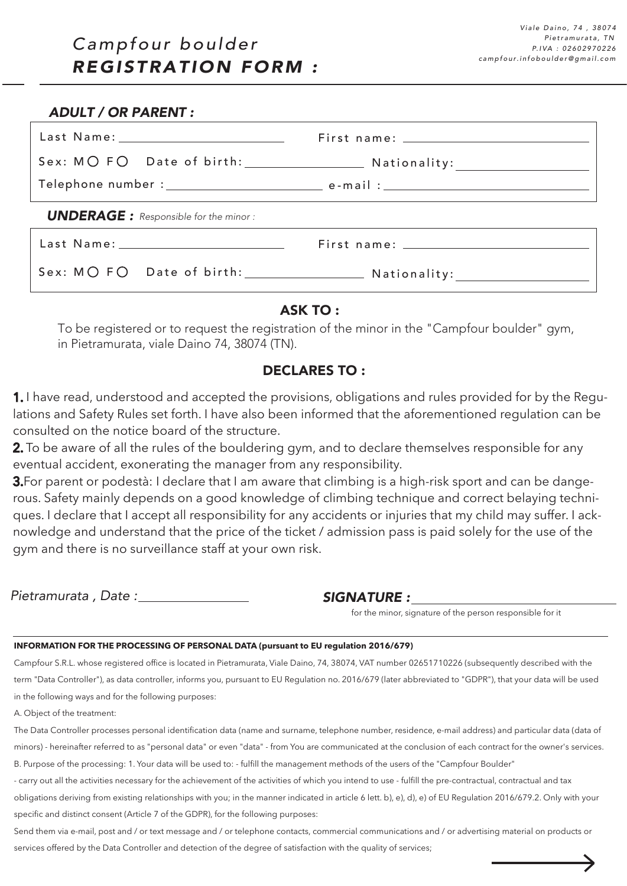# Campfour boulder
# *REGISTRATION FORM :*

*Viale Daino, 74 , 38074*
*Pietramurata, TN*
*P.IVA : 02602970226*
*campfour.infoboulder@gmail.com*

### *ADULT / OR PARENT :*

Last Name: ________________________ First name: ________________________

Sex: M ○ F ○ Date of birth: ________________ Nationality: ________________

Telephone number : ________________________ e-mail : ________________________

### *UNDERAGE :* *Responsible for the minor :*

Last Name: ________________________ First name: ________________________

Sex: M ○ F ○ Date of birth: ________________ Nationality: ________________

## ASK TO :

To be registered or to request the registration of the minor in the "Campfour boulder" gym, in Pietramurata, viale Daino 74, 38074 (TN).

## DECLARES TO :

**1.** I have read, understood and accepted the provisions, obligations and rules provided for by the Regulations and Safety Rules set forth. I have also been informed that the aforementioned regulation can be consulted on the notice board of the structure.

**2.** To be aware of all the rules of the bouldering gym, and to declare themselves responsible for any eventual accident, exonerating the manager from any responsibility.

**3.** For parent or podestà: I declare that I am aware that climbing is a high-risk sport and can be dangerous. Safety mainly depends on a good knowledge of climbing technique and correct belaying techniques. I declare that I accept all responsibility for any accidents or injuries that my child may suffer. I acknowledge and understand that the price of the ticket / admission pass is paid solely for the use of the gym and there is no surveillance staff at your own risk.

*Pietramurata , Date :* ________________

***SIGNATURE :*** ________________________

for the minor, signature of the person responsible for it

**INFORMATION FOR THE PROCESSING OF PERSONAL DATA (pursuant to EU regulation 2016/679)**

Campfour S.R.L. whose registered office is located in Pietramurata, Viale Daino, 74, 38074, VAT number 02651710226 (subsequently described with the term "Data Controller"), as data controller, informs you, pursuant to EU Regulation no. 2016/679 (later abbreviated to "GDPR"), that your data will be used in the following ways and for the following purposes:

A. Object of the treatment:

The Data Controller processes personal identification data (name and surname, telephone number, residence, e-mail address) and particular data (data of minors) - hereinafter referred to as "personal data" or even "data" - from You are communicated at the conclusion of each contract for the owner's services.

B. Purpose of the processing: 1. Your data will be used to: - fulfill the management methods of the users of the "Campfour Boulder"

- carry out all the activities necessary for the achievement of the activities of which you intend to use - fulfill the pre-contractual, contractual and tax obligations deriving from existing relationships with you; in the manner indicated in article 6 lett. b), e), d), e) of EU Regulation 2016/679.2. Only with your specific and distinct consent (Article 7 of the GDPR), for the following purposes:

Send them via e-mail, post and / or text message and / or telephone contacts, commercial communications and / or advertising material on products or services offered by the Data Controller and detection of the degree of satisfaction with the quality of services;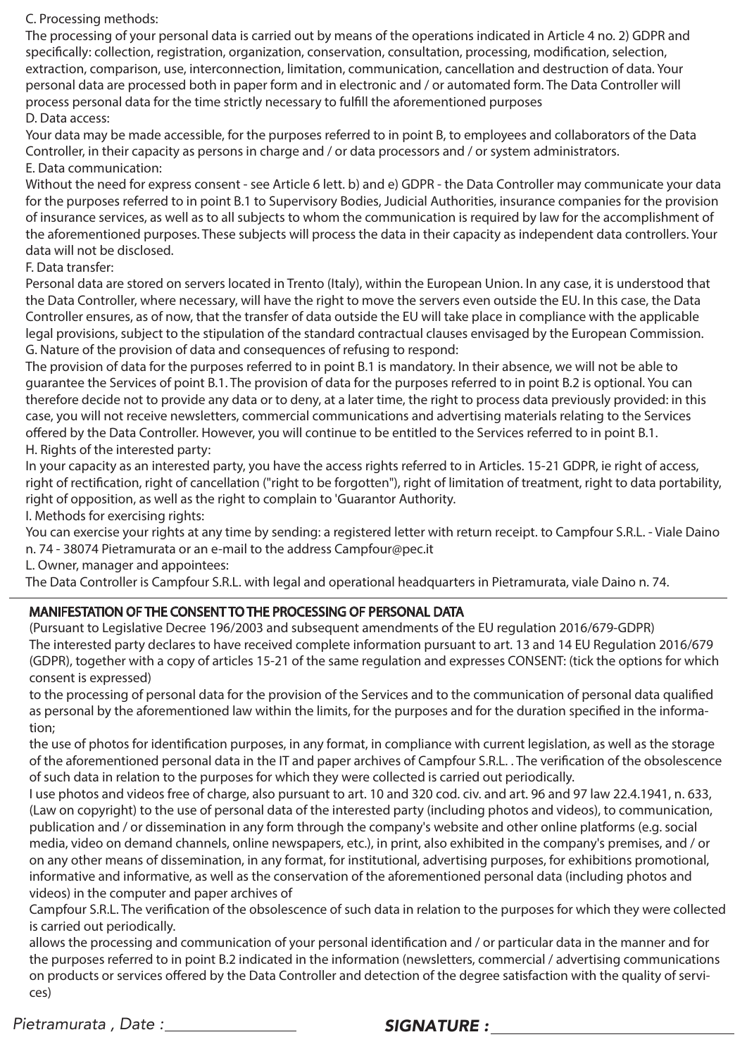C. Processing methods:

The processing of your personal data is carried out by means of the operations indicated in Article 4 no. 2) GDPR and specifically: collection, registration, organization, conservation, consultation, processing, modification, selection, extraction, comparison, use, interconnection, limitation, communication, cancellation and destruction of data. Your personal data are processed both in paper form and in electronic and / or automated form. The Data Controller will process personal data for the time strictly necessary to fulfill the aforementioned purposes

D. Data access:

Your data may be made accessible, for the purposes referred to in point B, to employees and collaborators of the Data Controller, in their capacity as persons in charge and / or data processors and / or system administrators.

E. Data communication:

Without the need for express consent - see Article 6 lett. b) and e) GDPR - the Data Controller may communicate your data for the purposes referred to in point B.1 to Supervisory Bodies, Judicial Authorities, insurance companies for the provision of insurance services, as well as to all subjects to whom the communication is required by law for the accomplishment of the aforementioned purposes. These subjects will process the data in their capacity as independent data controllers. Your data will not be disclosed.

F. Data transfer:

Personal data are stored on servers located in Trento (Italy), within the European Union. In any case, it is understood that the Data Controller, where necessary, will have the right to move the servers even outside the EU. In this case, the Data Controller ensures, as of now, that the transfer of data outside the EU will take place in compliance with the applicable legal provisions, subject to the stipulation of the standard contractual clauses envisaged by the European Commission.

G. Nature of the provision of data and consequences of refusing to respond:

The provision of data for the purposes referred to in point B.1 is mandatory. In their absence, we will not be able to guarantee the Services of point B.1. The provision of data for the purposes referred to in point B.2 is optional. You can therefore decide not to provide any data or to deny, at a later time, the right to process data previously provided: in this case, you will not receive newsletters, commercial communications and advertising materials relating to the Services offered by the Data Controller. However, you will continue to be entitled to the Services referred to in point B.1.

H. Rights of the interested party:

In your capacity as an interested party, you have the access rights referred to in Articles. 15-21 GDPR, ie right of access, right of rectification, right of cancellation ("right to be forgotten"), right of limitation of treatment, right to data portability, right of opposition, as well as the right to complain to 'Guarantor Authority.

I. Methods for exercising rights:

You can exercise your rights at any time by sending: a registered letter with return receipt. to Campfour S.R.L. - Viale Daino n. 74 - 38074 Pietramurata or an e-mail to the address Campfour@pec.it

L. Owner, manager and appointees:

The Data Controller is Campfour S.R.L. with legal and operational headquarters in Pietramurata, viale Daino n. 74.

---

## MANIFESTATION OF THE CONSENT TO THE PROCESSING OF PERSONAL DATA

(Pursuant to Legislative Decree 196/2003 and subsequent amendments of the EU regulation 2016/679-GDPR)

The interested party declares to have received complete information pursuant to art. 13 and 14 EU Regulation 2016/679 (GDPR), together with a copy of articles 15-21 of the same regulation and expresses CONSENT: (tick the options for which consent is expressed)

to the processing of personal data for the provision of the Services and to the communication of personal data qualified as personal by the aforementioned law within the limits, for the purposes and for the duration specified in the information;

the use of photos for identification purposes, in any format, in compliance with current legislation, as well as the storage of the aforementioned personal data in the IT and paper archives of Campfour S.R.L. . The verification of the obsolescence of such data in relation to the purposes for which they were collected is carried out periodically.

I use photos and videos free of charge, also pursuant to art. 10 and 320 cod. civ. and art. 96 and 97 law 22.4.1941, n. 633, (Law on copyright) to the use of personal data of the interested party (including photos and videos), to communication, publication and / or dissemination in any form through the company's website and other online platforms (e.g. social media, video on demand channels, online newspapers, etc.), in print, also exhibited in the company's premises, and / or on any other means of dissemination, in any format, for institutional, advertising purposes, for exhibitions promotional, informative and informative, as well as the conservation of the aforementioned personal data (including photos and videos) in the computer and paper archives of

Campfour S.R.L. The verification of the obsolescence of such data in relation to the purposes for which they were collected is carried out periodically.

allows the processing and communication of your personal identification and / or particular data in the manner and for the purposes referred to in point B.2 indicated in the information (newsletters, commercial / advertising communications on products or services offered by the Data Controller and detection of the degree satisfaction with the quality of services)

*Pietramurata , Date :* ____________ ***SIGNATURE :*** ____________